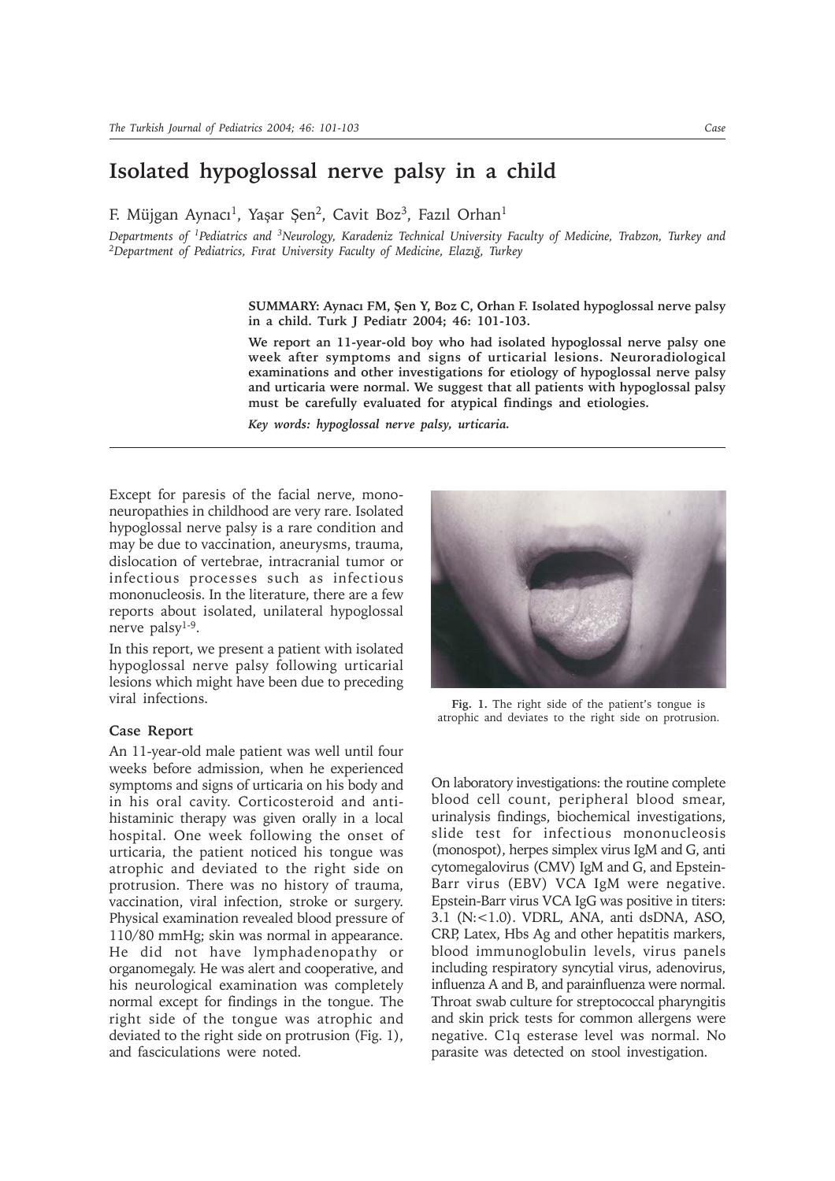# Isolated hypoglossal nerve palsy in a child

F. Müjgan Aynacı[1], Yaşar Şen[2], Cavit Boz[3], Fazıl Orhan[1]

*Departments of [1]Pediatrics and [3]Neurology, Karadeniz Technical University Faculty of Medicine, Trabzon, Turkey and [2]Department of Pediatrics, Fırat University Faculty of Medicine, Elazığ, Turkey*

**SUMMARY: Aynacı FM, Şen Y, Boz C, Orhan F. Isolated hypoglossal nerve palsy in a child. Turk J Pediatr 2004; 46: 101-103.**

**We report an 11-year-old boy who had isolated hypoglossal nerve palsy one week after symptoms and signs of urticarial lesions. Neuroradiological examinations and other investigations for etiology of hypoglossal nerve palsy and urticaria were normal. We suggest that all patients with hypoglossal palsy must be carefully evaluated for atypical findings and etiologies.**

***Key words: hypoglossal nerve palsy, urticaria.***

Except for paresis of the facial nerve, mononeuropathies in childhood are very rare. Isolated hypoglossal nerve palsy is a rare condition and may be due to vaccination, aneurysms, trauma, dislocation of vertebrae, intracranial tumor or infectious processes such as infectious mononucleosis. In the literature, there are a few reports about isolated, unilateral hypoglossal nerve palsy[1-9].

In this report, we present a patient with isolated hypoglossal nerve palsy following urticarial lesions which might have been due to preceding viral infections.

### Case Report

An 11-year-old male patient was well until four weeks before admission, when he experienced symptoms and signs of urticaria on his body and in his oral cavity. Corticosteroid and antihistaminic therapy was given orally in a local hospital. One week following the onset of urticaria, the patient noticed his tongue was atrophic and deviated to the right side on protrusion. There was no history of trauma, vaccination, viral infection, stroke or surgery. Physical examination revealed blood pressure of 110/80 mmHg; skin was normal in appearance. He did not have lymphadenopathy or organomegaly. He was alert and cooperative, and his neurological examination was completely normal except for findings in the tongue. The right side of the tongue was atrophic and deviated to the right side on protrusion (Fig. 1), and fasciculations were noted.

Fig. 1. The right side of the patient's tongue is atrophic and deviates to the right side on protrusion.

On laboratory investigations: the routine complete blood cell count, peripheral blood smear, urinalysis findings, biochemical investigations, slide test for infectious mononucleosis (monospot), herpes simplex virus IgM and G, anti cytomegalovirus (CMV) IgM and G, and Epstein-Barr virus (EBV) VCA IgM were negative. Epstein-Barr virus VCA IgG was positive in titers: 3.1 (N:<1.0). VDRL, ANA, anti dsDNA, ASO, CRP, Latex, Hbs Ag and other hepatitis markers, blood immunoglobulin levels, virus panels including respiratory syncytial virus, adenovirus, influenza A and B, and parainfluenza were normal. Throat swab culture for streptococcal pharyngitis and skin prick tests for common allergens were negative. C1q esterase level was normal. No parasite was detected on stool investigation.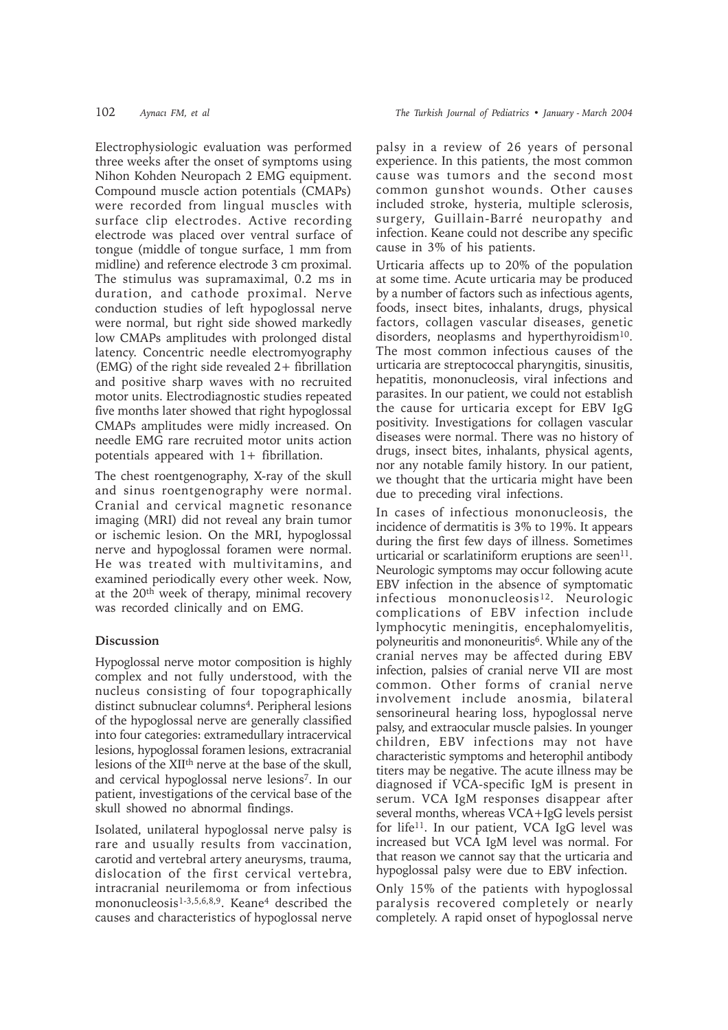Electrophysiologic evaluation was performed three weeks after the onset of symptoms using Nihon Kohden Neuropach 2 EMG equipment. Compound muscle action potentials (CMAPs) were recorded from lingual muscles with surface clip electrodes. Active recording electrode was placed over ventral surface of tongue (middle of tongue surface, 1 mm from midline) and reference electrode 3 cm proximal. The stimulus was supramaximal, 0.2 ms in duration, and cathode proximal. Nerve conduction studies of left hypoglossal nerve were normal, but right side showed markedly low CMAPs amplitudes with prolonged distal latency. Concentric needle electromyography (EMG) of the right side revealed 2+ fibrillation and positive sharp waves with no recruited motor units. Electrodiagnostic studies repeated five months later showed that right hypoglossal CMAPs amplitudes were midly increased. On needle EMG rare recruited motor units action potentials appeared with 1+ fibrillation.

The chest roentgenography, X-ray of the skull and sinus roentgenography were normal. Cranial and cervical magnetic resonance imaging (MRI) did not reveal any brain tumor or ischemic lesion. On the MRI, hypoglossal nerve and hypoglossal foramen were normal. He was treated with multivitamins, and examined periodically every other week. Now, at the 20th week of therapy, minimal recovery was recorded clinically and on EMG.

## Discussion

Hypoglossal nerve motor composition is highly complex and not fully understood, with the nucleus consisting of four topographically distinct subnuclear columns[4]. Peripheral lesions of the hypoglossal nerve are generally classified into four categories: extramedullary intracervical lesions, hypoglossal foramen lesions, extracranial lesions of the XIIth nerve at the base of the skull, and cervical hypoglossal nerve lesions[7]. In our patient, investigations of the cervical base of the skull showed no abnormal findings.

Isolated, unilateral hypoglossal nerve palsy is rare and usually results from vaccination, carotid and vertebral artery aneurysms, trauma, dislocation of the first cervical vertebra, intracranial neurilemoma or from infectious mononucleosis[1-3,5,6,8,9]. Keane[4] described the causes and characteristics of hypoglossal nerve palsy in a review of 26 years of personal experience. In this patients, the most common cause was tumors and the second most common gunshot wounds. Other causes included stroke, hysteria, multiple sclerosis, surgery, Guillain-Barré neuropathy and infection. Keane could not describe any specific cause in 3% of his patients.

Urticaria affects up to 20% of the population at some time. Acute urticaria may be produced by a number of factors such as infectious agents, foods, insect bites, inhalants, drugs, physical factors, collagen vascular diseases, genetic disorders, neoplasms and hyperthyroidism[10]. The most common infectious causes of the urticaria are streptococcal pharyngitis, sinusitis, hepatitis, mononucleosis, viral infections and parasites. In our patient, we could not establish the cause for urticaria except for EBV IgG positivity. Investigations for collagen vascular diseases were normal. There was no history of drugs, insect bites, inhalants, physical agents, nor any notable family history. In our patient, we thought that the urticaria might have been due to preceding viral infections.

In cases of infectious mononucleosis, the incidence of dermatitis is 3% to 19%. It appears during the first few days of illness. Sometimes urticarial or scarlatiniform eruptions are seen[11]. Neurologic symptoms may occur following acute EBV infection in the absence of symptomatic infectious mononucleosis[12]. Neurologic complications of EBV infection include lymphocytic meningitis, encephalomyelitis, polyneuritis and mononeuritis[6]. While any of the cranial nerves may be affected during EBV infection, palsies of cranial nerve VII are most common. Other forms of cranial nerve involvement include anosmia, bilateral sensorineural hearing loss, hypoglossal nerve palsy, and extraocular muscle palsies. In younger children, EBV infections may not have characteristic symptoms and heterophil antibody titers may be negative. The acute illness may be diagnosed if VCA-specific IgM is present in serum. VCA IgM responses disappear after several months, whereas VCA+IgG levels persist for life[11]. In our patient, VCA IgG level was increased but VCA IgM level was normal. For that reason we cannot say that the urticaria and hypoglossal palsy were due to EBV infection.

Only 15% of the patients with hypoglossal paralysis recovered completely or nearly completely. A rapid onset of hypoglossal nerve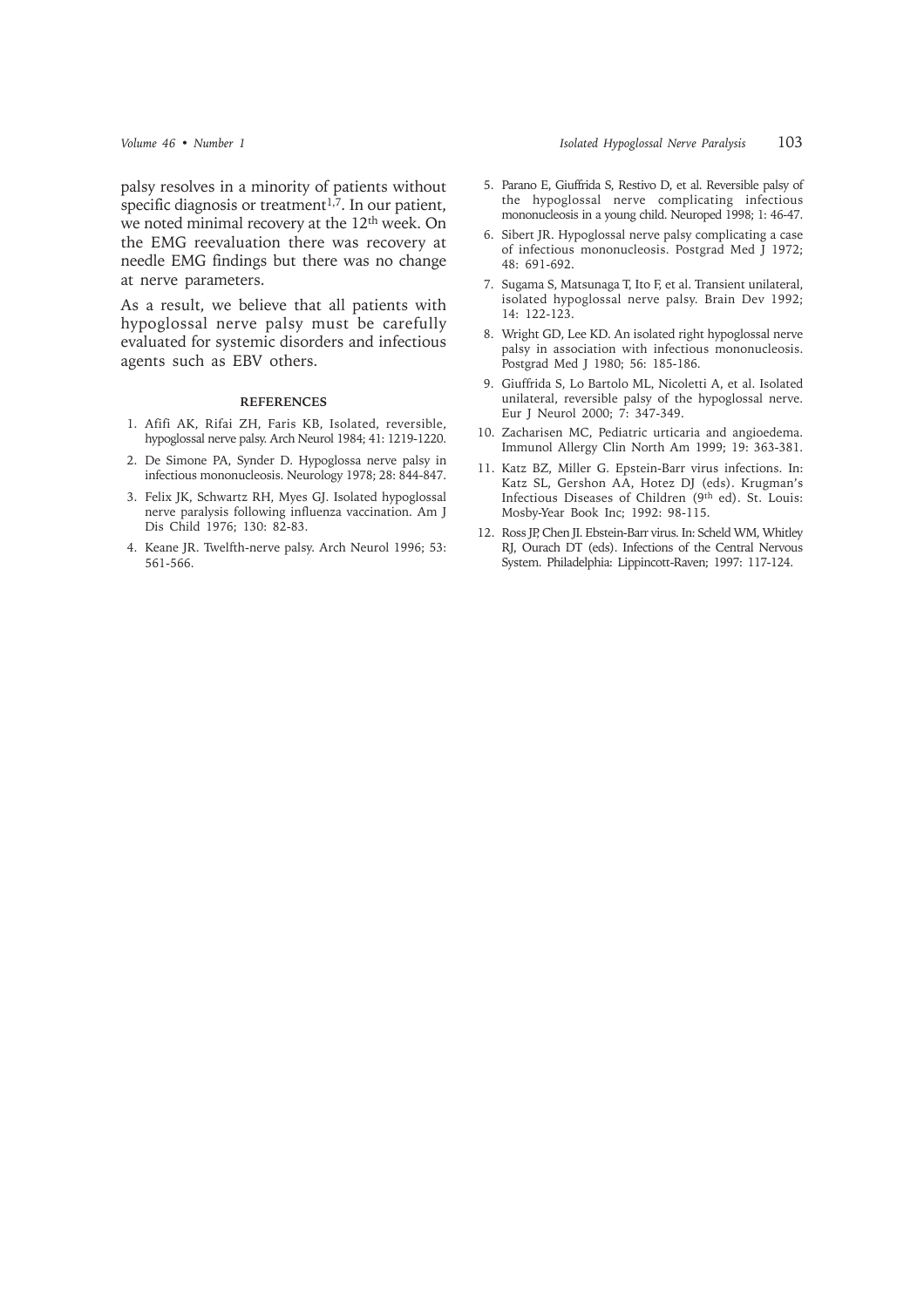palsy resolves in a minority of patients without specific diagnosis or treatment[1,7]. In our patient, we noted minimal recovery at the 12th week. On the EMG reevaluation there was recovery at needle EMG findings but there was no change at nerve parameters.

As a result, we believe that all patients with hypoglossal nerve palsy must be carefully evaluated for systemic disorders and infectious agents such as EBV others.

## REFERENCES

1. Afifi AK, Rifai ZH, Faris KB, Isolated, reversible, hypoglossal nerve palsy. Arch Neurol 1984; 41: 1219-1220.
2. De Simone PA, Synder D. Hypoglossa nerve palsy in infectious mononucleosis. Neurology 1978; 28: 844-847.
3. Felix JK, Schwartz RH, Myes GJ. Isolated hypoglossal nerve paralysis following influenza vaccination. Am J Dis Child 1976; 130: 82-83.
4. Keane JR. Twelfth-nerve palsy. Arch Neurol 1996; 53: 561-566.
5. Parano E, Giuffrida S, Restivo D, et al. Reversible palsy of the hypoglossal nerve complicating infectious mononucleosis in a young child. Neuroped 1998; 1: 46-47.
6. Sibert JR. Hypoglossal nerve palsy complicating a case of infectious mononucleosis. Postgrad Med J 1972; 48: 691-692.
7. Sugama S, Matsunaga T, Ito F, et al. Transient unilateral, isolated hypoglossal nerve palsy. Brain Dev 1992; 14: 122-123.
8. Wright GD, Lee KD. An isolated right hypoglossal nerve palsy in association with infectious mononucleosis. Postgrad Med J 1980; 56: 185-186.
9. Giuffrida S, Lo Bartolo ML, Nicoletti A, et al. Isolated unilateral, reversible palsy of the hypoglossal nerve. Eur J Neurol 2000; 7: 347-349.
10. Zacharisen MC, Pediatric urticaria and angioedema. Immunol Allergy Clin North Am 1999; 19: 363-381.
11. Katz BZ, Miller G. Epstein-Barr virus infections. In: Katz SL, Gershon AA, Hotez DJ (eds). Krugman's Infectious Diseases of Children (9th ed). St. Louis: Mosby-Year Book Inc; 1992: 98-115.
12. Ross JP, Chen JI. Ebstein-Barr virus. In: Scheld WM, Whitley RJ, Ourach DT (eds). Infections of the Central Nervous System. Philadelphia: Lippincott-Raven; 1997: 117-124.